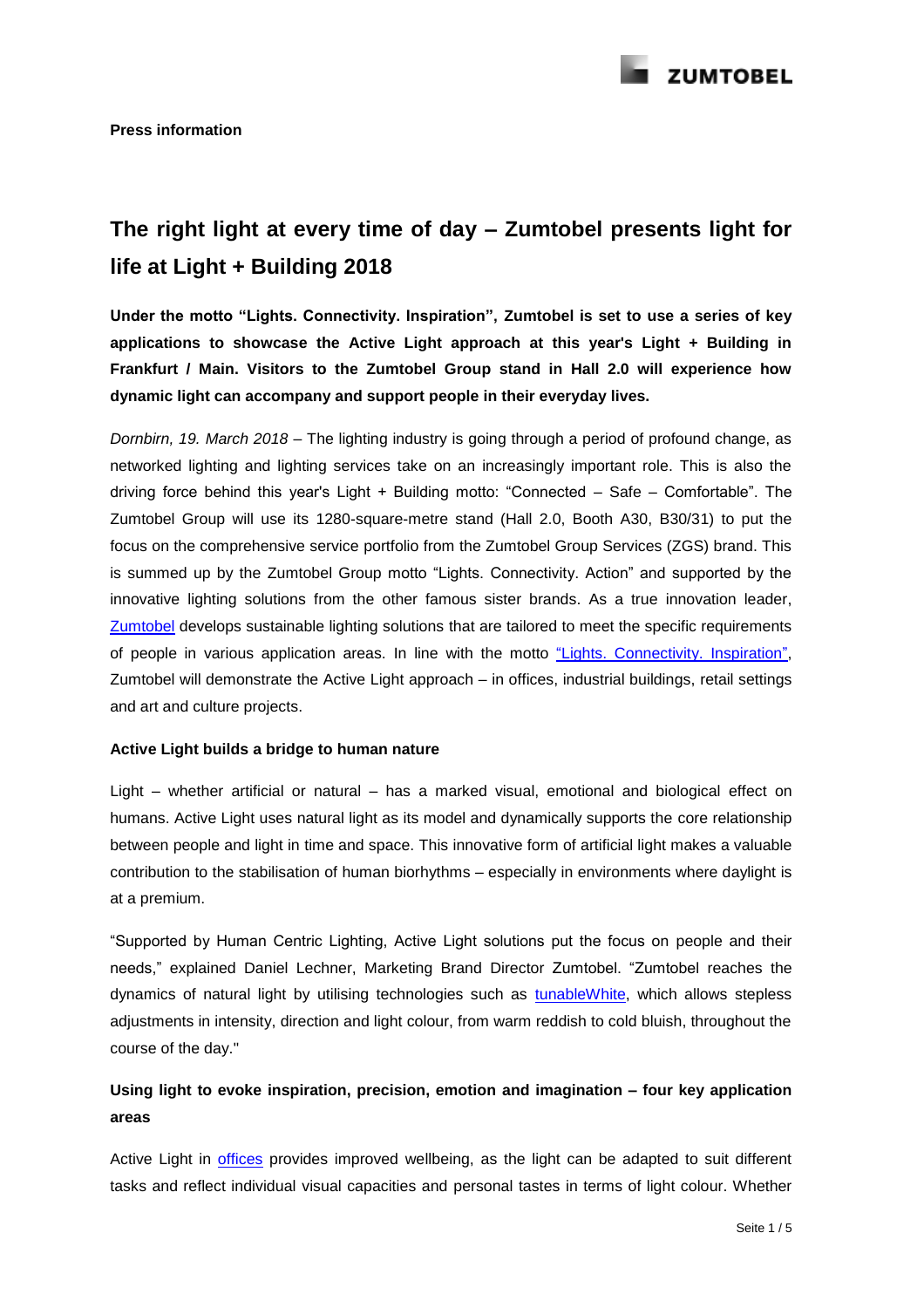**Press information**

# The right light at every time of day – Zumtobel presents light for life at Light + Building 2018

**Under the motto "Lights. Connectivity. Inspiration", Zumtobel is set to use a series of key applications to showcase the Active Light approach at this year's Light + Building in Frankfurt / Main. Visitors to the Zumtobel Group stand in Hall 2.0 will experience how dynamic light can accompany and support people in their everyday lives.**

*Dornbirn, 19. March 2018* – The lighting industry is going through a period of profound change, as networked lighting and lighting services take on an increasingly important role. This is also the driving force behind this year's Light + Building motto: "Connected – Safe – Comfortable". The Zumtobel Group will use its 1280-square-metre stand (Hall 2.0, Booth A30, B30/31) to put the focus on the comprehensive service portfolio from the Zumtobel Group Services (ZGS) brand. This is summed up by the Zumtobel Group motto "Lights. Connectivity. Action" and supported by the innovative lighting solutions from the other famous sister brands. As a true innovation leader, Zumtobel develops sustainable lighting solutions that are tailored to meet the specific requirements of people in various application areas. In line with the motto "Lights. Connectivity. Inspiration", Zumtobel will demonstrate the Active Light approach – in offices, industrial buildings, retail settings and art and culture projects.

### Active Light builds a bridge to human nature

Light – whether artificial or natural – has a marked visual, emotional and biological effect on humans. Active Light uses natural light as its model and dynamically supports the core relationship between people and light in time and space. This innovative form of artificial light makes a valuable contribution to the stabilisation of human biorhythms – especially in environments where daylight is at a premium.

"Supported by Human Centric Lighting, Active Light solutions put the focus on people and their needs," explained Daniel Lechner, Marketing Brand Director Zumtobel. "Zumtobel reaches the dynamics of natural light by utilising technologies such as tunableWhite, which allows stepless adjustments in intensity, direction and light colour, from warm reddish to cold bluish, throughout the course of the day."

### Using light to evoke inspiration, precision, emotion and imagination – four key application areas

Active Light in offices provides improved wellbeing, as the light can be adapted to suit different tasks and reflect individual visual capacities and personal tastes in terms of light colour. Whether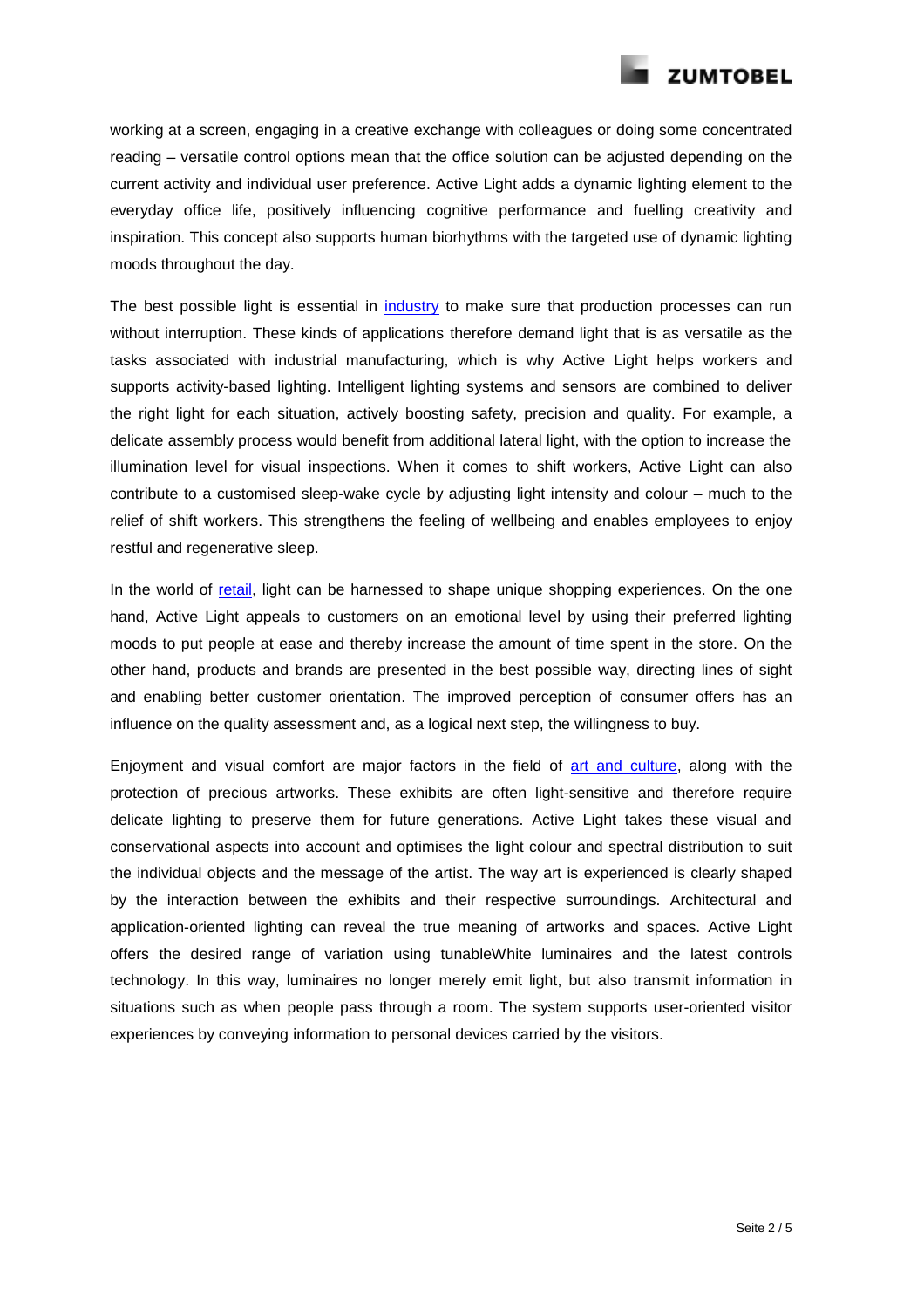working at a screen, engaging in a creative exchange with colleagues or doing some concentrated reading – versatile control options mean that the office solution can be adjusted depending on the current activity and individual user preference. Active Light adds a dynamic lighting element to the everyday office life, positively influencing cognitive performance and fuelling creativity and inspiration. This concept also supports human biorhythms with the targeted use of dynamic lighting moods throughout the day.

The best possible light is essential in industry to make sure that production processes can run without interruption. These kinds of applications therefore demand light that is as versatile as the tasks associated with industrial manufacturing, which is why Active Light helps workers and supports activity-based lighting. Intelligent lighting systems and sensors are combined to deliver the right light for each situation, actively boosting safety, precision and quality. For example, a delicate assembly process would benefit from additional lateral light, with the option to increase the illumination level for visual inspections. When it comes to shift workers, Active Light can also contribute to a customised sleep-wake cycle by adjusting light intensity and colour – much to the relief of shift workers. This strengthens the feeling of wellbeing and enables employees to enjoy restful and regenerative sleep.

In the world of retail, light can be harnessed to shape unique shopping experiences. On the one hand, Active Light appeals to customers on an emotional level by using their preferred lighting moods to put people at ease and thereby increase the amount of time spent in the store. On the other hand, products and brands are presented in the best possible way, directing lines of sight and enabling better customer orientation. The improved perception of consumer offers has an influence on the quality assessment and, as a logical next step, the willingness to buy.

Enjoyment and visual comfort are major factors in the field of art and culture, along with the protection of precious artworks. These exhibits are often light-sensitive and therefore require delicate lighting to preserve them for future generations. Active Light takes these visual and conservational aspects into account and optimises the light colour and spectral distribution to suit the individual objects and the message of the artist. The way art is experienced is clearly shaped by the interaction between the exhibits and their respective surroundings. Architectural and application-oriented lighting can reveal the true meaning of artworks and spaces. Active Light offers the desired range of variation using tunableWhite luminaires and the latest controls technology. In this way, luminaires no longer merely emit light, but also transmit information in situations such as when people pass through a room. The system supports user-oriented visitor experiences by conveying information to personal devices carried by the visitors.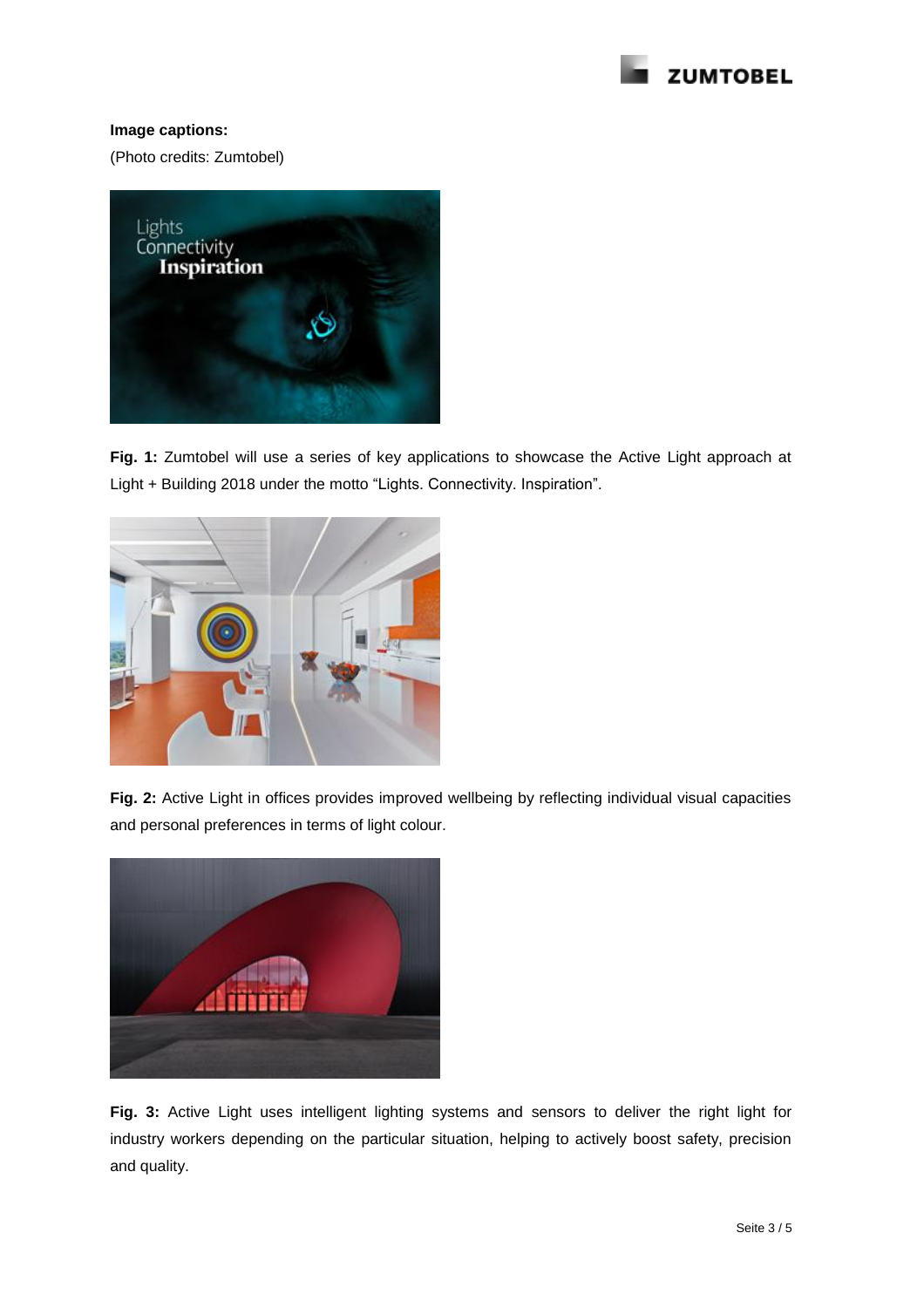**Image captions:**

(Photo credits: Zumtobel)

**Fig. 1:** Zumtobel will use a series of key applications to showcase the Active Light approach at Light + Building 2018 under the motto "Lights. Connectivity. Inspiration".

**Fig. 2:** Active Light in offices provides improved wellbeing by reflecting individual visual capacities and personal preferences in terms of light colour.

**Fig. 3:** Active Light uses intelligent lighting systems and sensors to deliver the right light for industry workers depending on the particular situation, helping to actively boost safety, precision and quality.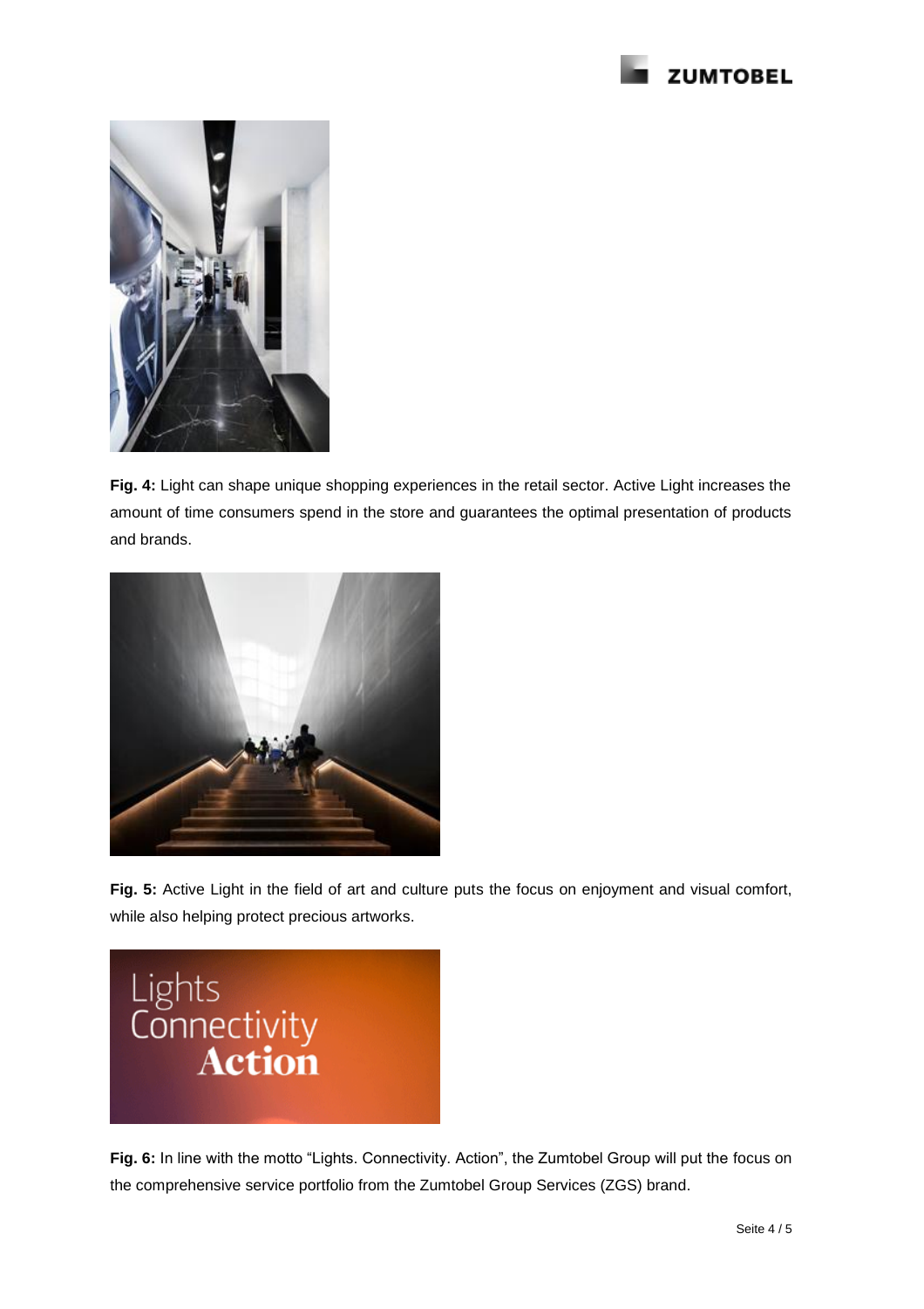**Fig. 4:** Light can shape unique shopping experiences in the retail sector. Active Light increases the amount of time consumers spend in the store and guarantees the optimal presentation of products and brands.

**Fig. 5:** Active Light in the field of art and culture puts the focus on enjoyment and visual comfort, while also helping protect precious artworks.

**Fig. 6:** In line with the motto "Lights. Connectivity. Action", the Zumtobel Group will put the focus on the comprehensive service portfolio from the Zumtobel Group Services (ZGS) brand.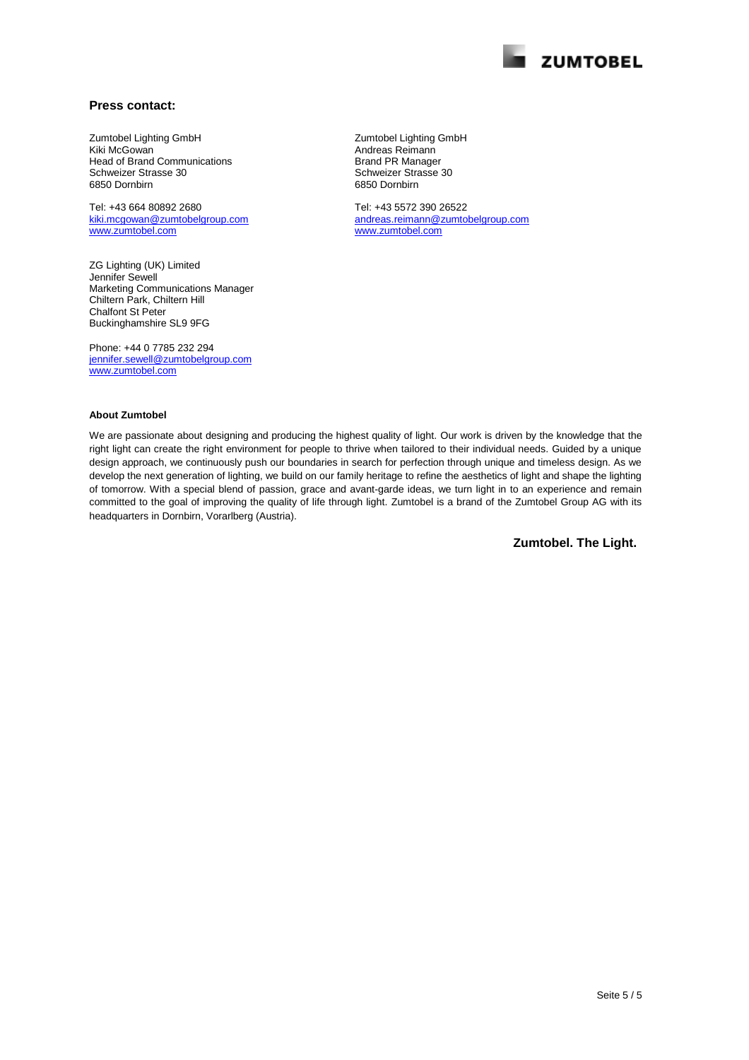### Press contact:

Zumtobel Lighting GmbH
Kiki McGowan
Head of Brand Communications
Schweizer Strasse 30
6850 Dornbirn

Tel: +43 664 80892 2680
kiki.mcgowan@zumtobelgroup.com
www.zumtobel.com

Zumtobel Lighting GmbH
Andreas Reimann
Brand PR Manager
Schweizer Strasse 30
6850 Dornbirn

Tel: +43 5572 390 26522
andreas.reimann@zumtobelgroup.com
www.zumtobel.com

ZG Lighting (UK) Limited
Jennifer Sewell
Marketing Communications Manager
Chiltern Park, Chiltern Hill
Chalfont St Peter
Buckinghamshire SL9 9FG

Phone: +44 0 7785 232 294
jennifer.sewell@zumtobelgroup.com
www.zumtobel.com

**About Zumtobel**

We are passionate about designing and producing the highest quality of light. Our work is driven by the knowledge that the right light can create the right environment for people to thrive when tailored to their individual needs. Guided by a unique design approach, we continuously push our boundaries in search for perfection through unique and timeless design. As we develop the next generation of lighting, we build on our family heritage to refine the aesthetics of light and shape the lighting of tomorrow. With a special blend of passion, grace and avant-garde ideas, we turn light in to an experience and remain committed to the goal of improving the quality of life through light. Zumtobel is a brand of the Zumtobel Group AG with its headquarters in Dornbirn, Vorarlberg (Austria).

**Zumtobel. The Light.**